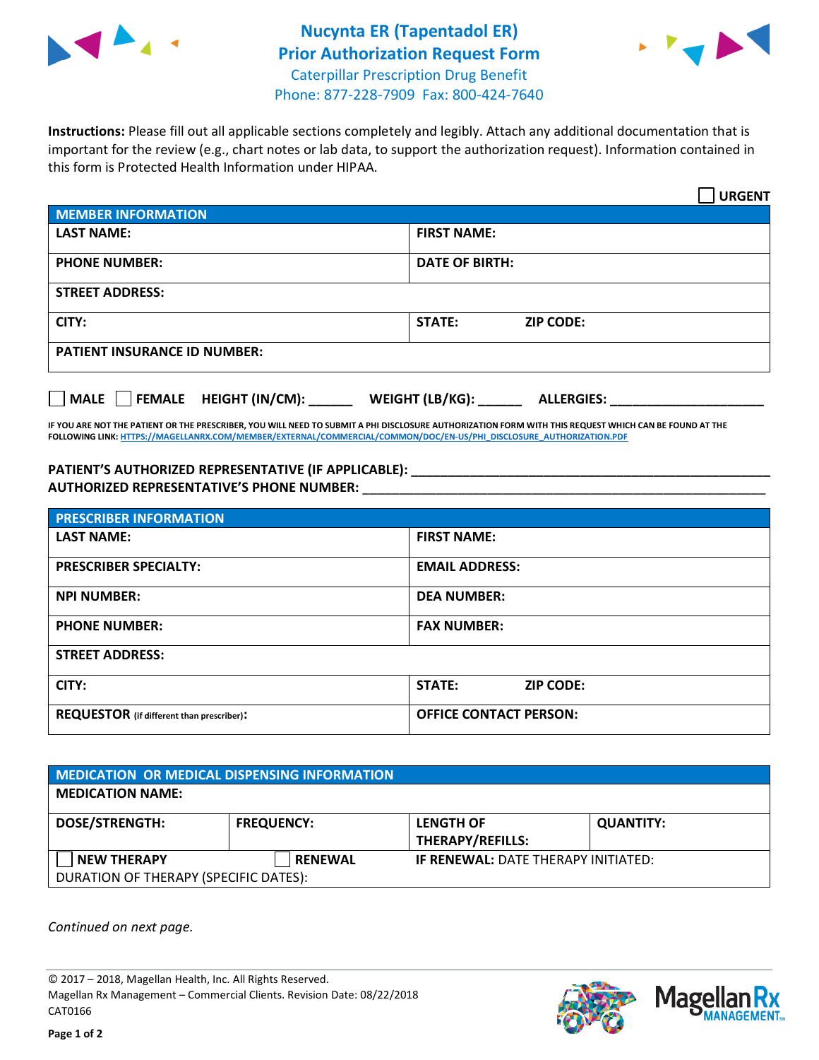# Nucynta ER (Tapentadol ER)
## Prior Authorization Request Form

Caterpillar Prescription Drug Benefit
Phone: 877-228-7909 Fax: 800-424-7640

**Instructions:** Please fill out all applicable sections completely and legibly. Attach any additional documentation that is important for the review (e.g., chart notes or lab data, to support the authorization request). Information contained in this form is Protected Health Information under HIPAA.

☐ **URGENT**

| MEMBER INFORMATION | |
|---|---|
| **LAST NAME:** | **FIRST NAME:** |
| **PHONE NUMBER:** | **DATE OF BIRTH:** |
| **STREET ADDRESS:** | |
| **CITY:** | **STATE:** **ZIP CODE:** |
| **PATIENT INSURANCE ID NUMBER:** | |

☐ **MALE** ☐ **FEMALE** **HEIGHT (IN/CM):** ______ **WEIGHT (LB/KG):** ______ **ALLERGIES:** ____________________

**IF YOU ARE NOT THE PATIENT OR THE PRESCRIBER, YOU WILL NEED TO SUBMIT A PHI DISCLOSURE AUTHORIZATION FORM WITH THIS REQUEST WHICH CAN BE FOUND AT THE FOLLOWING LINK:** HTTPS://MAGELLANRX.COM/MEMBER/EXTERNAL/COMMERCIAL/COMMON/DOC/EN-US/PHI_DISCLOSURE_AUTHORIZATION.PDF

**PATIENT'S AUTHORIZED REPRESENTATIVE (IF APPLICABLE):** ____________________________________________

**AUTHORIZED REPRESENTATIVE'S PHONE NUMBER:** ____________________________________________

| PRESCRIBER INFORMATION | |
|---|---|
| **LAST NAME:** | **FIRST NAME:** |
| **PRESCRIBER SPECIALTY:** | **EMAIL ADDRESS:** |
| **NPI NUMBER:** | **DEA NUMBER:** |
| **PHONE NUMBER:** | **FAX NUMBER:** |
| **STREET ADDRESS:** | |
| **CITY:** | **STATE:** **ZIP CODE:** |
| **REQUESTOR** (if different than prescriber)**:** | **OFFICE CONTACT PERSON:** |

| MEDICATION OR MEDICAL DISPENSING INFORMATION | | | |
|---|---|---|---|
| **MEDICATION NAME:** | | | |
| **DOSE/STRENGTH:** | **FREQUENCY:** | **LENGTH OF THERAPY/REFILLS:** | **QUANTITY:** |
| ☐ **NEW THERAPY** | ☐ **RENEWAL** | **IF RENEWAL:** DATE THERAPY INITIATED: | |
| DURATION OF THERAPY (SPECIFIC DATES): | | | |

*Continued on next page.*

© 2017 – 2018, Magellan Health, Inc. All Rights Reserved.
Magellan Rx Management – Commercial Clients. Revision Date: 08/22/2018
CAT0166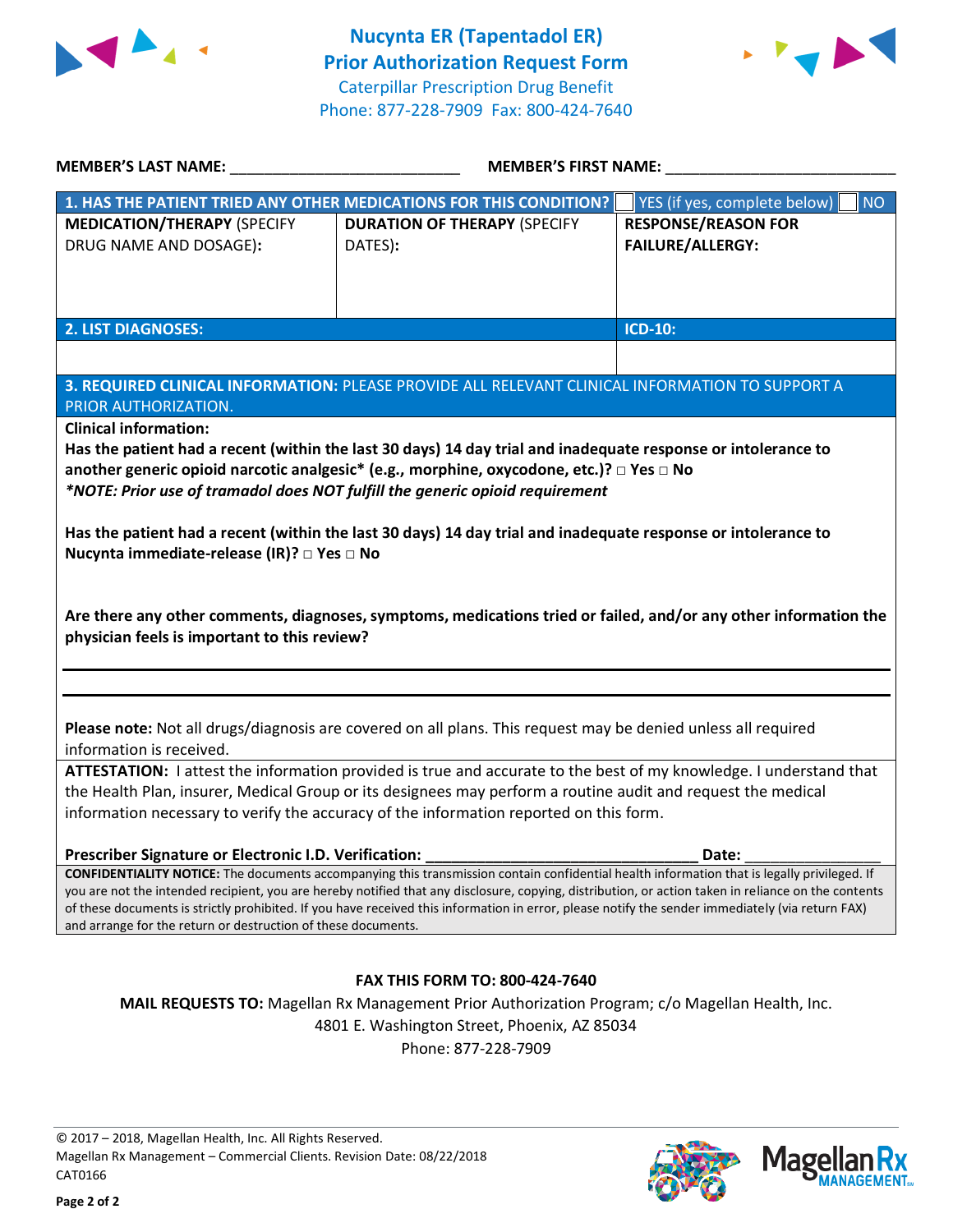# Nucynta ER (Tapentadol ER)
# Prior Authorization Request Form

Caterpillar Prescription Drug Benefit
Phone: 877-228-7909 Fax: 800-424-7640

**MEMBER'S LAST NAME:** ___________________________ **MEMBER'S FIRST NAME:** ___________________________

| **1. HAS THE PATIENT TRIED ANY OTHER MEDICATIONS FOR THIS CONDITION?** | | ☐ YES (if yes, complete below) ☐ NO |
|---|---|---|
| **MEDICATION/THERAPY** (SPECIFY DRUG NAME AND DOSAGE): | **DURATION OF THERAPY** (SPECIFY DATES): | **RESPONSE/REASON FOR FAILURE/ALLERGY:** |
| | | |

| **2. LIST DIAGNOSES:** | **ICD-10:** |
|---|---|
| | |

**3. REQUIRED CLINICAL INFORMATION:** PLEASE PROVIDE ALL RELEVANT CLINICAL INFORMATION TO SUPPORT A PRIOR AUTHORIZATION.

**Clinical information:**

**Has the patient had a recent (within the last 30 days) 14 day trial and inadequate response or intolerance to another generic opioid narcotic analgesic* (e.g., morphine, oxycodone, etc.)? □ Yes □ No**

***NOTE: Prior use of tramadol does NOT fulfill the generic opioid requirement***

**Has the patient had a recent (within the last 30 days) 14 day trial and inadequate response or intolerance to Nucynta immediate-release (IR)? □ Yes □ No**

**Are there any other comments, diagnoses, symptoms, medications tried or failed, and/or any other information the physician feels is important to this review?**

___________________________________________________________________________

___________________________________________________________________________

**Please note:** Not all drugs/diagnosis are covered on all plans. This request may be denied unless all required information is received.

**ATTESTATION:** I attest the information provided is true and accurate to the best of my knowledge. I understand that the Health Plan, insurer, Medical Group or its designees may perform a routine audit and request the medical information necessary to verify the accuracy of the information reported on this form.

**Prescriber Signature or Electronic I.D. Verification:** ________________________________ **Date:** ________________

**CONFIDENTIALITY NOTICE:** The documents accompanying this transmission contain confidential health information that is legally privileged. If you are not the intended recipient, you are hereby notified that any disclosure, copying, distribution, or action taken in reliance on the contents of these documents is strictly prohibited. If you have received this information in error, please notify the sender immediately (via return FAX) and arrange for the return or destruction of these documents.

**FAX THIS FORM TO: 800-424-7640**

**MAIL REQUESTS TO:** Magellan Rx Management Prior Authorization Program; c/o Magellan Health, Inc.
4801 E. Washington Street, Phoenix, AZ 85034
Phone: 877-228-7909

© 2017 – 2018, Magellan Health, Inc. All Rights Reserved.
Magellan Rx Management – Commercial Clients. Revision Date: 08/22/2018
CAT0166